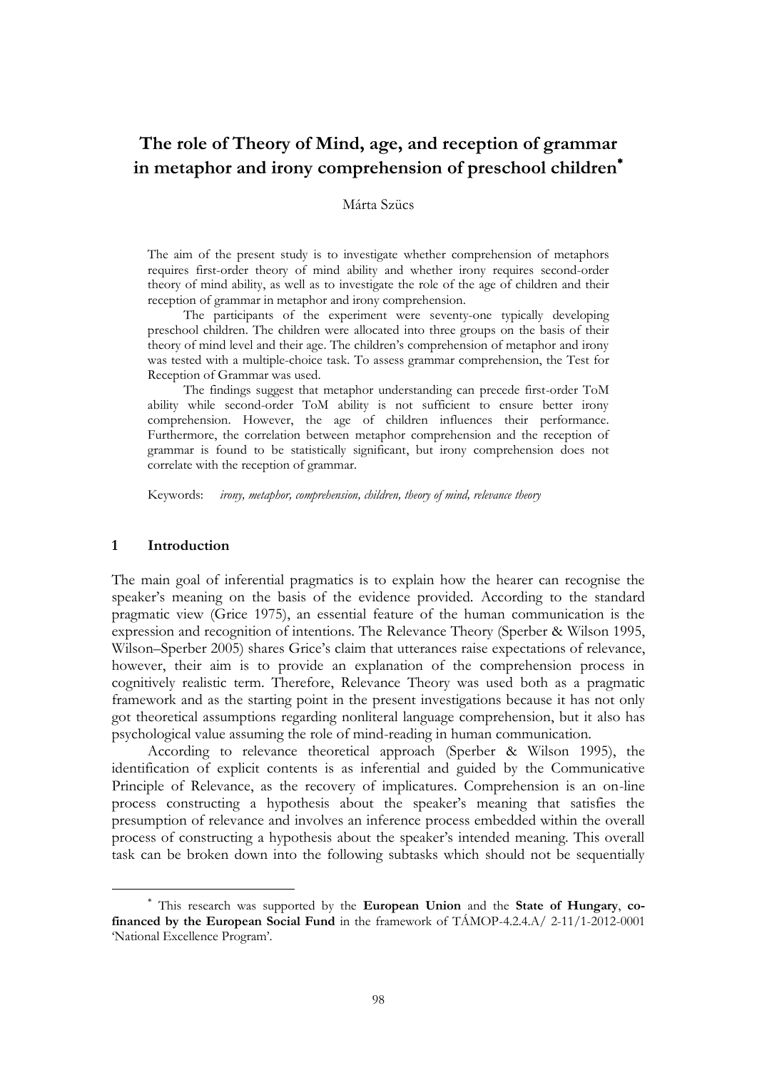# The role of Theory of Mind, age, and reception of grammar in metaphor and irony comprehension of preschool children*

Márta Szücs

The aim of the present study is to investigate whether comprehension of metaphors requires first-order theory of mind ability and whether irony requires second-order theory of mind ability, as well as to investigate the role of the age of children and their reception of grammar in metaphor and irony comprehension.

The participants of the experiment were seventy-one typically developing preschool children. The children were allocated into three groups on the basis of their theory of mind level and their age. The children's comprehension of metaphor and irony was tested with a multiple-choice task. To assess grammar comprehension, the Test for Reception of Grammar was used.

The findings suggest that metaphor understanding can precede first-order ToM ability while second-order ToM ability is not sufficient to ensure better irony comprehension. However, the age of children influences their performance. Furthermore, the correlation between metaphor comprehension and the reception of grammar is found to be statistically significant, but irony comprehension does not correlate with the reception of grammar.

Keywords: *irony, metaphor, comprehension, children, theory of mind, relevance theory*

## 1 Introduction

The main goal of inferential pragmatics is to explain how the hearer can recognise the speaker's meaning on the basis of the evidence provided. According to the standard pragmatic view (Grice 1975), an essential feature of the human communication is the expression and recognition of intentions. The Relevance Theory (Sperber & Wilson 1995, Wilson–Sperber 2005) shares Grice's claim that utterances raise expectations of relevance, however, their aim is to provide an explanation of the comprehension process in cognitively realistic term. Therefore, Relevance Theory was used both as a pragmatic framework and as the starting point in the present investigations because it has not only got theoretical assumptions regarding nonliteral language comprehension, but it also has psychological value assuming the role of mind-reading in human communication.

According to relevance theoretical approach (Sperber & Wilson 1995), the identification of explicit contents is as inferential and guided by the Communicative Principle of Relevance, as the recovery of implicatures. Comprehension is an on-line process constructing a hypothesis about the speaker's meaning that satisfies the presumption of relevance and involves an inference process embedded within the overall process of constructing a hypothesis about the speaker's intended meaning. This overall task can be broken down into the following subtasks which should not be sequentially

---

* This research was supported by the **European Union** and the **State of Hungary**, **co-financed by the European Social Fund** in the framework of TÁMOP-4.2.4.A/ 2-11/1-2012-0001 'National Excellence Program'.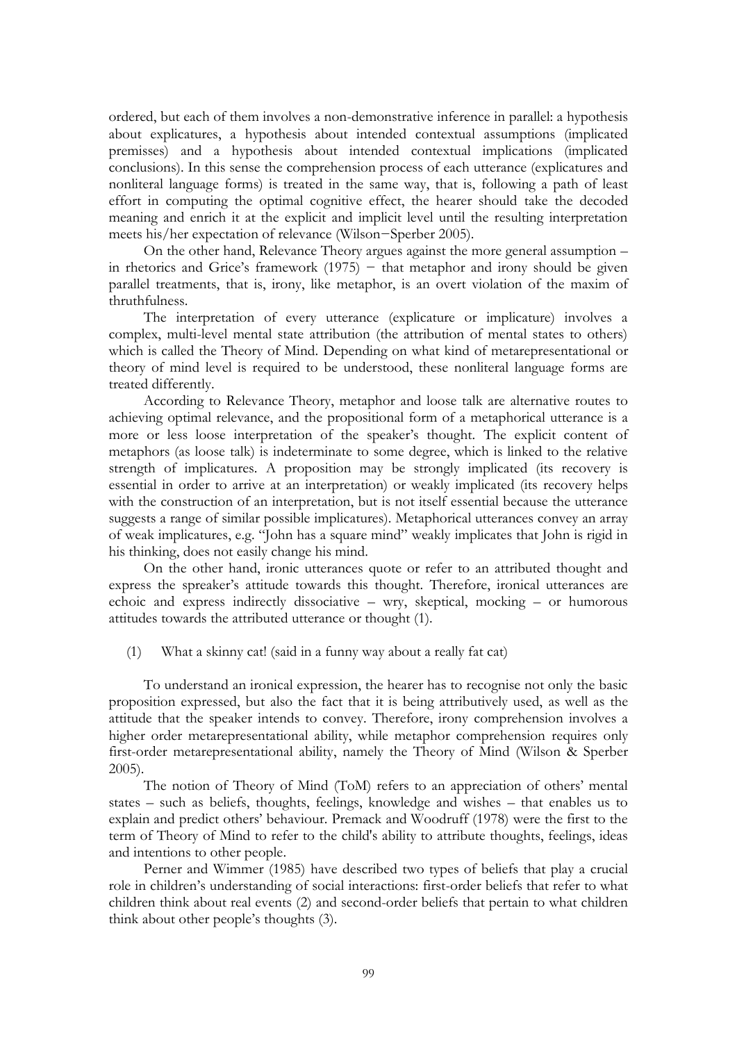ordered, but each of them involves a non-demonstrative inference in parallel: a hypothesis about explicatures, a hypothesis about intended contextual assumptions (implicated premisses) and a hypothesis about intended contextual implications (implicated conclusions). In this sense the comprehension process of each utterance (explicatures and nonliteral language forms) is treated in the same way, that is, following a path of least effort in computing the optimal cognitive effect, the hearer should take the decoded meaning and enrich it at the explicit and implicit level until the resulting interpretation meets his/her expectation of relevance (Wilson−Sperber 2005).

On the other hand, Relevance Theory argues against the more general assumption – in rhetorics and Grice's framework (1975) − that metaphor and irony should be given parallel treatments, that is, irony, like metaphor, is an overt violation of the maxim of thruthfulness.

The interpretation of every utterance (explicature or implicature) involves a complex, multi-level mental state attribution (the attribution of mental states to others) which is called the Theory of Mind. Depending on what kind of metarepresentational or theory of mind level is required to be understood, these nonliteral language forms are treated differently.

According to Relevance Theory, metaphor and loose talk are alternative routes to achieving optimal relevance, and the propositional form of a metaphorical utterance is a more or less loose interpretation of the speaker's thought. The explicit content of metaphors (as loose talk) is indeterminate to some degree, which is linked to the relative strength of implicatures. A proposition may be strongly implicated (its recovery is essential in order to arrive at an interpretation) or weakly implicated (its recovery helps with the construction of an interpretation, but is not itself essential because the utterance suggests a range of similar possible implicatures). Metaphorical utterances convey an array of weak implicatures, e.g. "John has a square mind" weakly implicates that John is rigid in his thinking, does not easily change his mind.

On the other hand, ironic utterances quote or refer to an attributed thought and express the spreaker's attitude towards this thought. Therefore, ironical utterances are echoic and express indirectly dissociative – wry, skeptical, mocking – or humorous attitudes towards the attributed utterance or thought (1).

(1) What a skinny cat! (said in a funny way about a really fat cat)

To understand an ironical expression, the hearer has to recognise not only the basic proposition expressed, but also the fact that it is being attributively used, as well as the attitude that the speaker intends to convey. Therefore, irony comprehension involves a higher order metarepresentational ability, while metaphor comprehension requires only first-order metarepresentational ability, namely the Theory of Mind (Wilson & Sperber 2005).

The notion of Theory of Mind (ToM) refers to an appreciation of others' mental states – such as beliefs, thoughts, feelings, knowledge and wishes – that enables us to explain and predict others' behaviour. Premack and Woodruff (1978) were the first to the term of Theory of Mind to refer to the child's ability to attribute thoughts, feelings, ideas and intentions to other people.

Perner and Wimmer (1985) have described two types of beliefs that play a crucial role in children's understanding of social interactions: first-order beliefs that refer to what children think about real events (2) and second-order beliefs that pertain to what children think about other people's thoughts (3).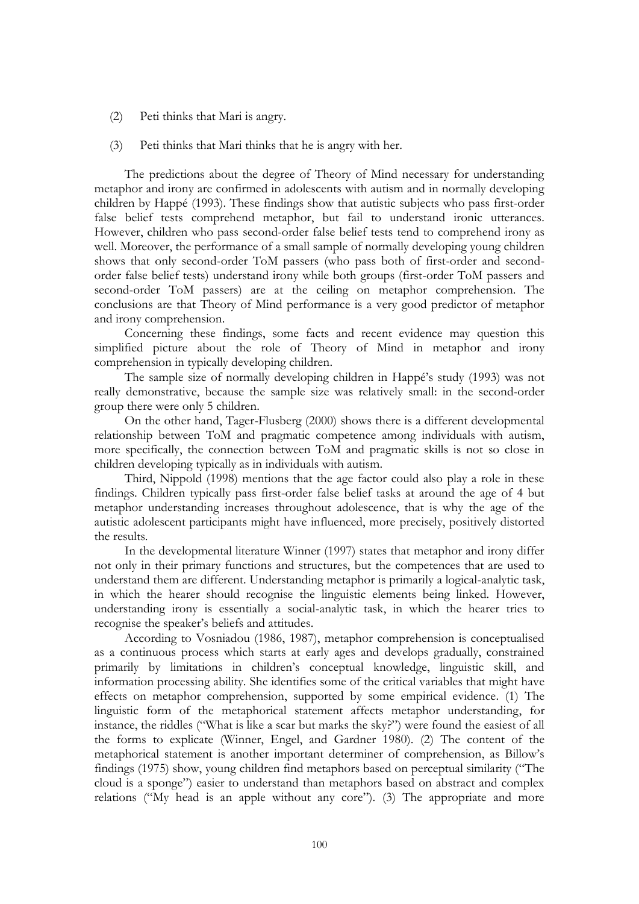(2) Peti thinks that Mari is angry.

(3) Peti thinks that Mari thinks that he is angry with her.

The predictions about the degree of Theory of Mind necessary for understanding metaphor and irony are confirmed in adolescents with autism and in normally developing children by Happé (1993). These findings show that autistic subjects who pass first-order false belief tests comprehend metaphor, but fail to understand ironic utterances. However, children who pass second-order false belief tests tend to comprehend irony as well. Moreover, the performance of a small sample of normally developing young children shows that only second-order ToM passers (who pass both of first-order and second-order false belief tests) understand irony while both groups (first-order ToM passers and second-order ToM passers) are at the ceiling on metaphor comprehension. The conclusions are that Theory of Mind performance is a very good predictor of metaphor and irony comprehension.

Concerning these findings, some facts and recent evidence may question this simplified picture about the role of Theory of Mind in metaphor and irony comprehension in typically developing children.

The sample size of normally developing children in Happé's study (1993) was not really demonstrative, because the sample size was relatively small: in the second-order group there were only 5 children.

On the other hand, Tager-Flusberg (2000) shows there is a different developmental relationship between ToM and pragmatic competence among individuals with autism, more specifically, the connection between ToM and pragmatic skills is not so close in children developing typically as in individuals with autism.

Third, Nippold (1998) mentions that the age factor could also play a role in these findings. Children typically pass first-order false belief tasks at around the age of 4 but metaphor understanding increases throughout adolescence, that is why the age of the autistic adolescent participants might have influenced, more precisely, positively distorted the results.

In the developmental literature Winner (1997) states that metaphor and irony differ not only in their primary functions and structures, but the competences that are used to understand them are different. Understanding metaphor is primarily a logical-analytic task, in which the hearer should recognise the linguistic elements being linked. However, understanding irony is essentially a social-analytic task, in which the hearer tries to recognise the speaker's beliefs and attitudes.

According to Vosniadou (1986, 1987), metaphor comprehension is conceptualised as a continuous process which starts at early ages and develops gradually, constrained primarily by limitations in children's conceptual knowledge, linguistic skill, and information processing ability. She identifies some of the critical variables that might have effects on metaphor comprehension, supported by some empirical evidence. (1) The linguistic form of the metaphorical statement affects metaphor understanding, for instance, the riddles ("What is like a scar but marks the sky?") were found the easiest of all the forms to explicate (Winner, Engel, and Gardner 1980). (2) The content of the metaphorical statement is another important determiner of comprehension, as Billow's findings (1975) show, young children find metaphors based on perceptual similarity ("The cloud is a sponge") easier to understand than metaphors based on abstract and complex relations ("My head is an apple without any core"). (3) The appropriate and more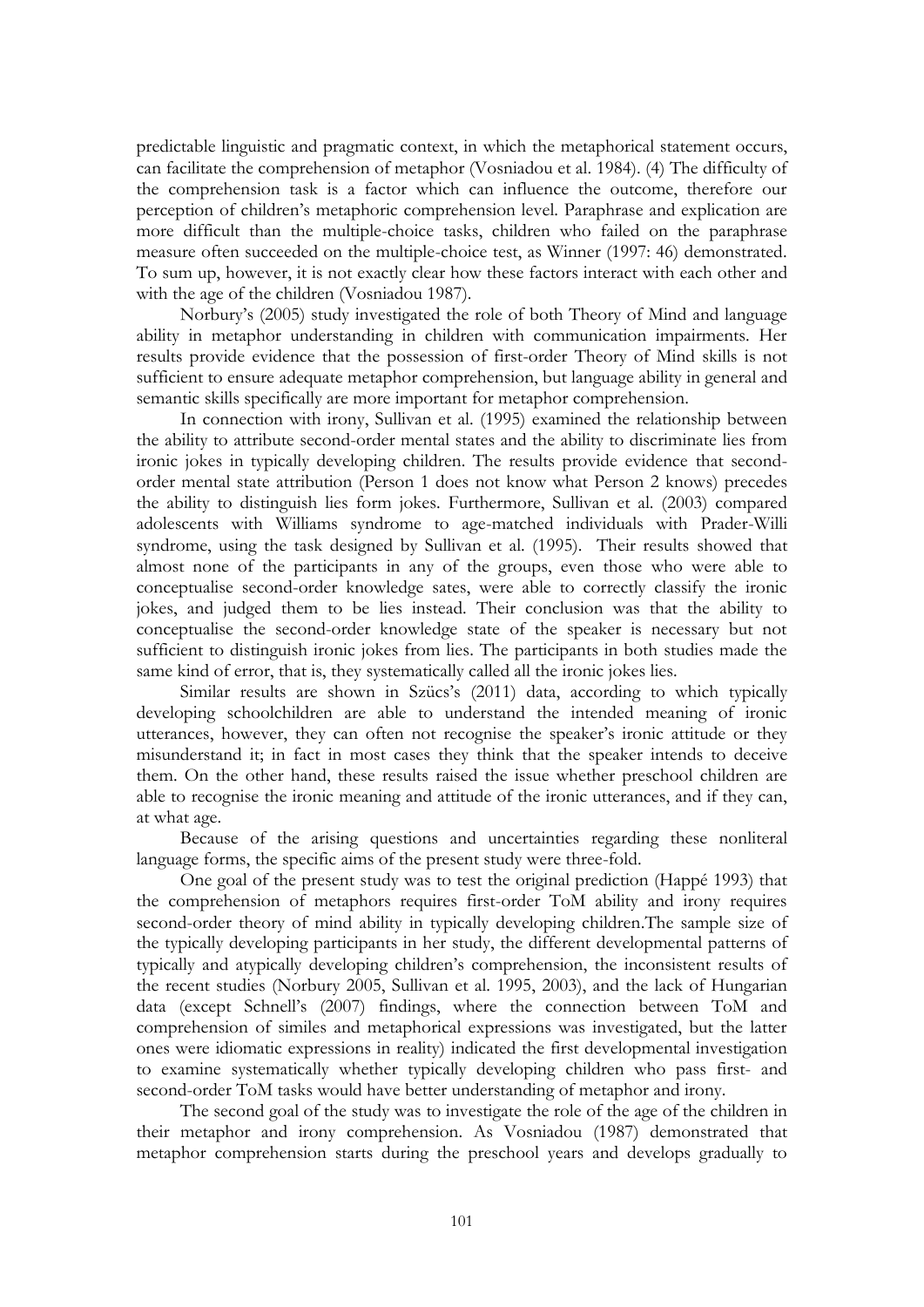predictable linguistic and pragmatic context, in which the metaphorical statement occurs, can facilitate the comprehension of metaphor (Vosniadou et al. 1984). (4) The difficulty of the comprehension task is a factor which can influence the outcome, therefore our perception of children's metaphoric comprehension level. Paraphrase and explication are more difficult than the multiple-choice tasks, children who failed on the paraphrase measure often succeeded on the multiple-choice test, as Winner (1997: 46) demonstrated. To sum up, however, it is not exactly clear how these factors interact with each other and with the age of the children (Vosniadou 1987).

Norbury's (2005) study investigated the role of both Theory of Mind and language ability in metaphor understanding in children with communication impairments. Her results provide evidence that the possession of first-order Theory of Mind skills is not sufficient to ensure adequate metaphor comprehension, but language ability in general and semantic skills specifically are more important for metaphor comprehension.

In connection with irony, Sullivan et al. (1995) examined the relationship between the ability to attribute second-order mental states and the ability to discriminate lies from ironic jokes in typically developing children. The results provide evidence that second-order mental state attribution (Person 1 does not know what Person 2 knows) precedes the ability to distinguish lies form jokes. Furthermore, Sullivan et al. (2003) compared adolescents with Williams syndrome to age-matched individuals with Prader-Willi syndrome, using the task designed by Sullivan et al. (1995). Their results showed that almost none of the participants in any of the groups, even those who were able to conceptualise second-order knowledge sates, were able to correctly classify the ironic jokes, and judged them to be lies instead. Their conclusion was that the ability to conceptualise the second-order knowledge state of the speaker is necessary but not sufficient to distinguish ironic jokes from lies. The participants in both studies made the same kind of error, that is, they systematically called all the ironic jokes lies.

Similar results are shown in Szücs's (2011) data, according to which typically developing schoolchildren are able to understand the intended meaning of ironic utterances, however, they can often not recognise the speaker's ironic attitude or they misunderstand it; in fact in most cases they think that the speaker intends to deceive them. On the other hand, these results raised the issue whether preschool children are able to recognise the ironic meaning and attitude of the ironic utterances, and if they can, at what age.

Because of the arising questions and uncertainties regarding these nonliteral language forms, the specific aims of the present study were three-fold.

One goal of the present study was to test the original prediction (Happé 1993) that the comprehension of metaphors requires first-order ToM ability and irony requires second-order theory of mind ability in typically developing children.The sample size of the typically developing participants in her study, the different developmental patterns of typically and atypically developing children's comprehension, the inconsistent results of the recent studies (Norbury 2005, Sullivan et al. 1995, 2003), and the lack of Hungarian data (except Schnell's (2007) findings, where the connection between ToM and comprehension of similes and metaphorical expressions was investigated, but the latter ones were idiomatic expressions in reality) indicated the first developmental investigation to examine systematically whether typically developing children who pass first- and second-order ToM tasks would have better understanding of metaphor and irony.

The second goal of the study was to investigate the role of the age of the children in their metaphor and irony comprehension. As Vosniadou (1987) demonstrated that metaphor comprehension starts during the preschool years and develops gradually to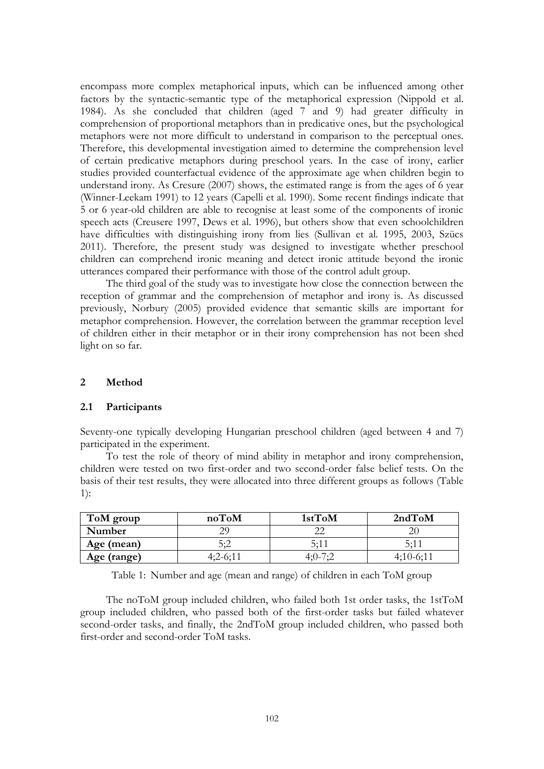encompass more complex metaphorical inputs, which can be influenced among other factors by the syntactic-semantic type of the metaphorical expression (Nippold et al. 1984). As she concluded that children (aged 7 and 9) had greater difficulty in comprehension of proportional metaphors than in predicative ones, but the psychological metaphors were not more difficult to understand in comparison to the perceptual ones. Therefore, this developmental investigation aimed to determine the comprehension level of certain predicative metaphors during preschool years. In the case of irony, earlier studies provided counterfactual evidence of the approximate age when children begin to understand irony. As Cresure (2007) shows, the estimated range is from the ages of 6 year (Winner-Leekam 1991) to 12 years (Capelli et al. 1990). Some recent findings indicate that 5 or 6 year-old children are able to recognise at least some of the components of ironic speech acts (Creusere 1997, Dews et al. 1996), but others show that even schoolchildren have difficulties with distinguishing irony from lies (Sullivan et al. 1995, 2003, Szücs 2011). Therefore, the present study was designed to investigate whether preschool children can comprehend ironic meaning and detect ironic attitude beyond the ironic utterances compared their performance with those of the control adult group.

The third goal of the study was to investigate how close the connection between the reception of grammar and the comprehension of metaphor and irony is. As discussed previously, Norbury (2005) provided evidence that semantic skills are important for metaphor comprehension. However, the correlation between the grammar reception level of children either in their metaphor or in their irony comprehension has not been shed light on so far.

## 2 Method

### 2.1 Participants

Seventy-one typically developing Hungarian preschool children (aged between 4 and 7) participated in the experiment.

To test the role of theory of mind ability in metaphor and irony comprehension, children were tested on two first-order and two second-order false belief tests. On the basis of their test results, they were allocated into three different groups as follows (Table 1):

| **ToM group** | **noToM** | **1stToM** | **2ndToM** |
|---|---|---|---|
| **Number** | 29 | 22 | 20 |
| **Age (mean)** | 5;2 | 5;11 | 5;11 |
| **Age (range)** | 4;2-6;11 | 4;0-7;2 | 4;10-6;11 |

Table 1: Number and age (mean and range) of children in each ToM group

The noToM group included children, who failed both 1st order tasks, the 1stToM group included children, who passed both of the first-order tasks but failed whatever second-order tasks, and finally, the 2ndToM group included children, who passed both first-order and second-order ToM tasks.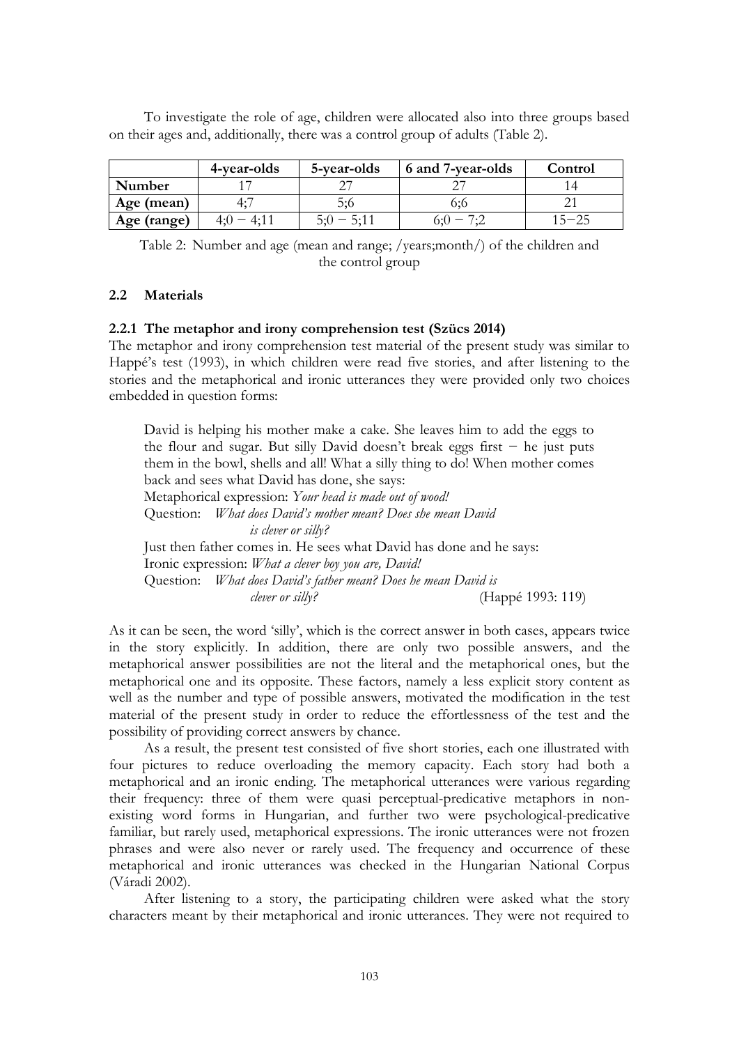To investigate the role of age, children were allocated also into three groups based on their ages and, additionally, there was a control group of adults (Table 2).

| | 4-year-olds | 5-year-olds | 6 and 7-year-olds | Control |
|---|---|---|---|---|
| **Number** | 17 | 27 | 27 | 14 |
| **Age (mean)** | 4;7 | 5;6 | 6;6 | 21 |
| **Age (range)** | 4;0 − 4;11 | 5;0 − 5;11 | 6;0 − 7;2 | 15−25 |

Table 2: Number and age (mean and range; /years;month/) of the children and the control group

### 2.2 Materials

#### 2.2.1 The metaphor and irony comprehension test (Szücs 2014)

The metaphor and irony comprehension test material of the present study was similar to Happé's test (1993), in which children were read five stories, and after listening to the stories and the metaphorical and ironic utterances they were provided only two choices embedded in question forms:

> David is helping his mother make a cake. She leaves him to add the eggs to the flour and sugar. But silly David doesn't break eggs first − he just puts them in the bowl, shells and all! What a silly thing to do! When mother comes back and sees what David has done, she says:
> Metaphorical expression: *Your head is made out of wood!*
> Question: *What does David's mother mean? Does she mean David is clever or silly?*
> Just then father comes in. He sees what David has done and he says:
> Ironic expression: *What a clever boy you are, David!*
> Question: *What does David's father mean? Does he mean David is clever or silly?* (Happé 1993: 119)

As it can be seen, the word 'silly', which is the correct answer in both cases, appears twice in the story explicitly. In addition, there are only two possible answers, and the metaphorical answer possibilities are not the literal and the metaphorical ones, but the metaphorical one and its opposite. These factors, namely a less explicit story content as well as the number and type of possible answers, motivated the modification in the test material of the present study in order to reduce the effortlessness of the test and the possibility of providing correct answers by chance.

As a result, the present test consisted of five short stories, each one illustrated with four pictures to reduce overloading the memory capacity. Each story had both a metaphorical and an ironic ending. The metaphorical utterances were various regarding their frequency: three of them were quasi perceptual-predicative metaphors in non-existing word forms in Hungarian, and further two were psychological-predicative familiar, but rarely used, metaphorical expressions. The ironic utterances were not frozen phrases and were also never or rarely used. The frequency and occurrence of these metaphorical and ironic utterances was checked in the Hungarian National Corpus (Váradi 2002).

After listening to a story, the participating children were asked what the story characters meant by their metaphorical and ironic utterances. They were not required to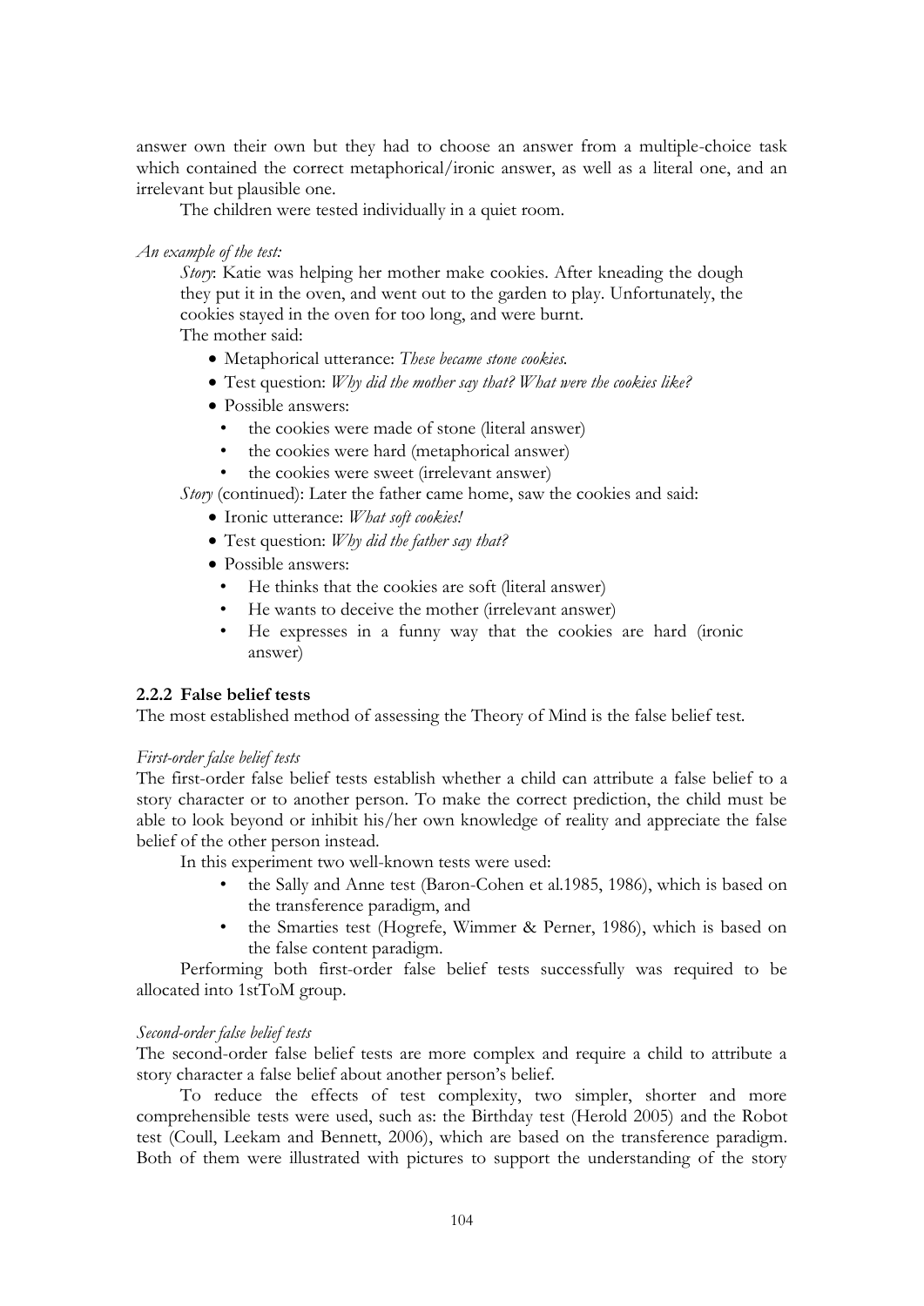answer own their own but they had to choose an answer from a multiple-choice task which contained the correct metaphorical/ironic answer, as well as a literal one, and an irrelevant but plausible one.

The children were tested individually in a quiet room.

*An example of the test:*

> *Story*: Katie was helping her mother make cookies. After kneading the dough they put it in the oven, and went out to the garden to play. Unfortunately, the cookies stayed in the oven for too long, and were burnt.
>
> The mother said:
>
> - Metaphorical utterance: *These became stone cookies.*
> - Test question: *Why did the mother say that? What were the cookies like?*
> - Possible answers:
>   - the cookies were made of stone (literal answer)
>   - the cookies were hard (metaphorical answer)
>   - the cookies were sweet (irrelevant answer)
>
> *Story* (continued): Later the father came home, saw the cookies and said:
>
> - Ironic utterance: *What soft cookies!*
> - Test question: *Why did the father say that?*
> - Possible answers:
>   - He thinks that the cookies are soft (literal answer)
>   - He wants to deceive the mother (irrelevant answer)
>   - He expresses in a funny way that the cookies are hard (ironic answer)

### 2.2.2 False belief tests

The most established method of assessing the Theory of Mind is the false belief test.

*First-order false belief tests*

The first-order false belief tests establish whether a child can attribute a false belief to a story character or to another person. To make the correct prediction, the child must be able to look beyond or inhibit his/her own knowledge of reality and appreciate the false belief of the other person instead.

In this experiment two well-known tests were used:

- the Sally and Anne test (Baron-Cohen et al.1985, 1986), which is based on the transference paradigm, and
- the Smarties test (Hogrefe, Wimmer & Perner, 1986), which is based on the false content paradigm.

Performing both first-order false belief tests successfully was required to be allocated into 1stToM group.

*Second-order false belief tests*

The second-order false belief tests are more complex and require a child to attribute a story character a false belief about another person's belief.

To reduce the effects of test complexity, two simpler, shorter and more comprehensible tests were used, such as: the Birthday test (Herold 2005) and the Robot test (Coull, Leekam and Bennett, 2006), which are based on the transference paradigm. Both of them were illustrated with pictures to support the understanding of the story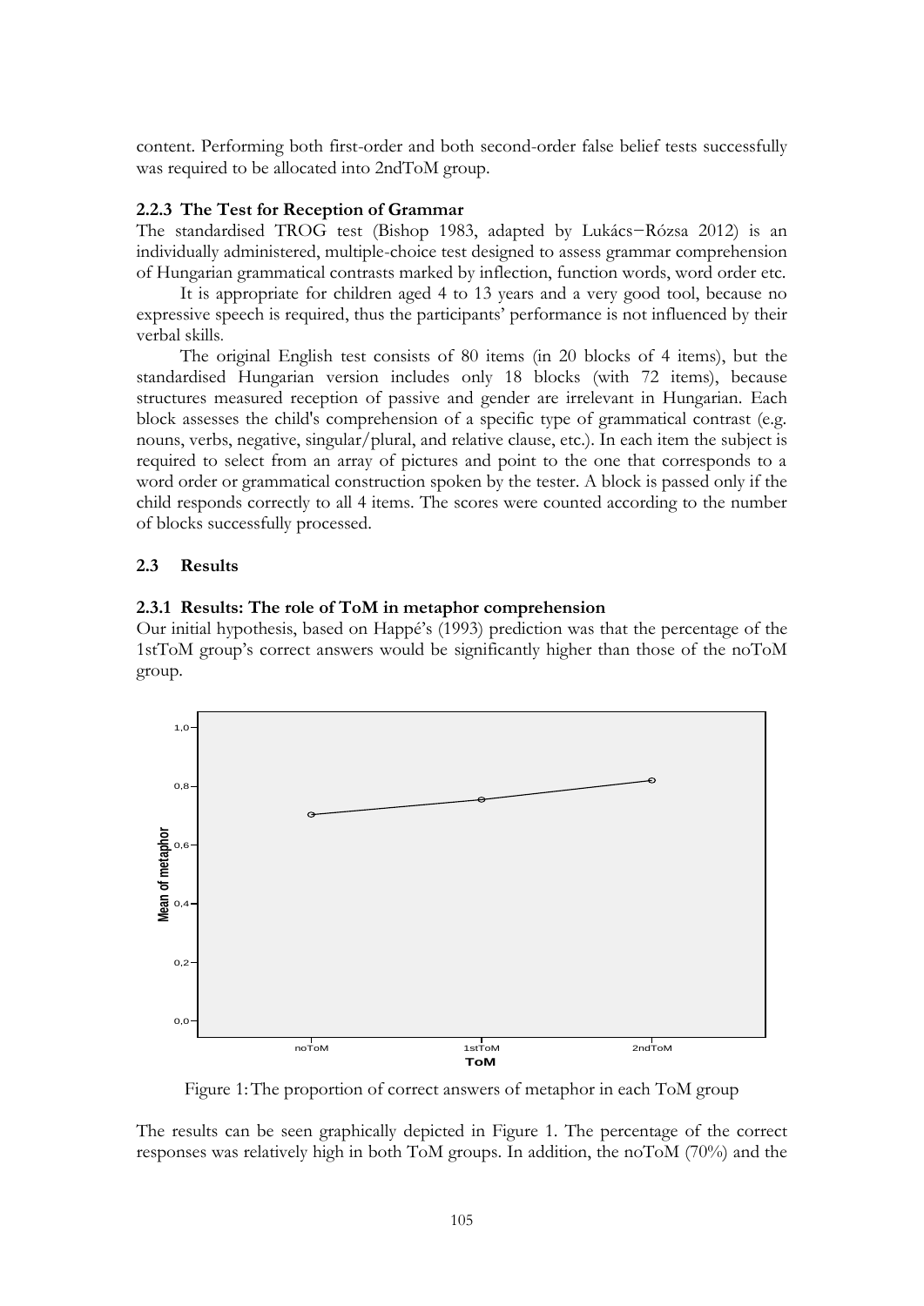content. Performing both first-order and both second-order false belief tests successfully was required to be allocated into 2ndToM group.

### 2.2.3 The Test for Reception of Grammar

The standardised TROG test (Bishop 1983, adapted by Lukács−Rózsa 2012) is an individually administered, multiple-choice test designed to assess grammar comprehension of Hungarian grammatical contrasts marked by inflection, function words, word order etc.

It is appropriate for children aged 4 to 13 years and a very good tool, because no expressive speech is required, thus the participants' performance is not influenced by their verbal skills.

The original English test consists of 80 items (in 20 blocks of 4 items), but the standardised Hungarian version includes only 18 blocks (with 72 items), because structures measured reception of passive and gender are irrelevant in Hungarian. Each block assesses the child's comprehension of a specific type of grammatical contrast (e.g. nouns, verbs, negative, singular/plural, and relative clause, etc.). In each item the subject is required to select from an array of pictures and point to the one that corresponds to a word order or grammatical construction spoken by the tester. A block is passed only if the child responds correctly to all 4 items. The scores were counted according to the number of blocks successfully processed.

## 2.3 Results

### 2.3.1 Results: The role of ToM in metaphor comprehension

Our initial hypothesis, based on Happé's (1993) prediction was that the percentage of the 1stToM group's correct answers would be significantly higher than those of the noToM group.

Figure 1: The proportion of correct answers of metaphor in each ToM group

The results can be seen graphically depicted in Figure 1. The percentage of the correct responses was relatively high in both ToM groups. In addition, the noToM (70%) and the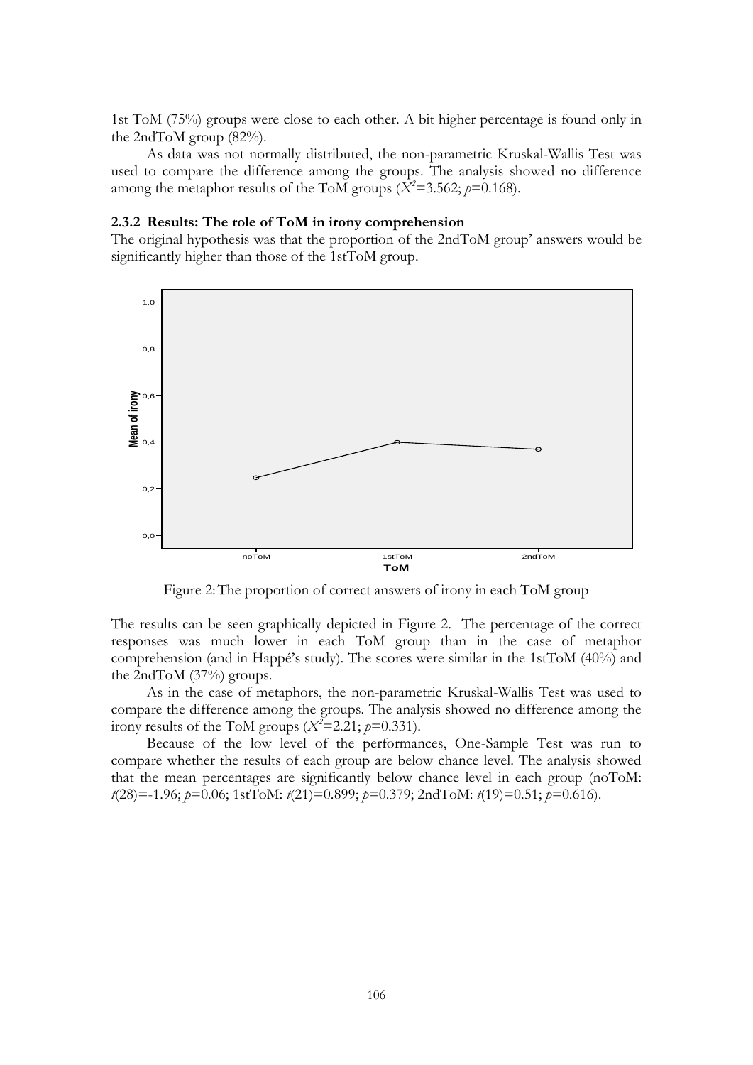1st ToM (75%) groups were close to each other. A bit higher percentage is found only in the 2ndToM group (82%).

As data was not normally distributed, the non-parametric Kruskal-Wallis Test was used to compare the difference among the groups. The analysis showed no difference among the metaphor results of the ToM groups ($X^2$=3.562; $p$=0.168).

### 2.3.2 Results: The role of ToM in irony comprehension

The original hypothesis was that the proportion of the 2ndToM group' answers would be significantly higher than those of the 1stToM group.

Figure 2: The proportion of correct answers of irony in each ToM group

The results can be seen graphically depicted in Figure 2. The percentage of the correct responses was much lower in each ToM group than in the case of metaphor comprehension (and in Happé's study). The scores were similar in the 1stToM (40%) and the 2ndToM (37%) groups.

As in the case of metaphors, the non-parametric Kruskal-Wallis Test was used to compare the difference among the groups. The analysis showed no difference among the irony results of the ToM groups ($X^2$=2.21; $p$=0.331).

Because of the low level of the performances, One-Sample Test was run to compare whether the results of each group are below chance level. The analysis showed that the mean percentages are significantly below chance level in each group (noToM: $t$(28)=-1.96; $p$=0.06; 1stToM: $t$(21)=0.899; $p$=0.379; 2ndToM: $t$(19)=0.51; $p$=0.616).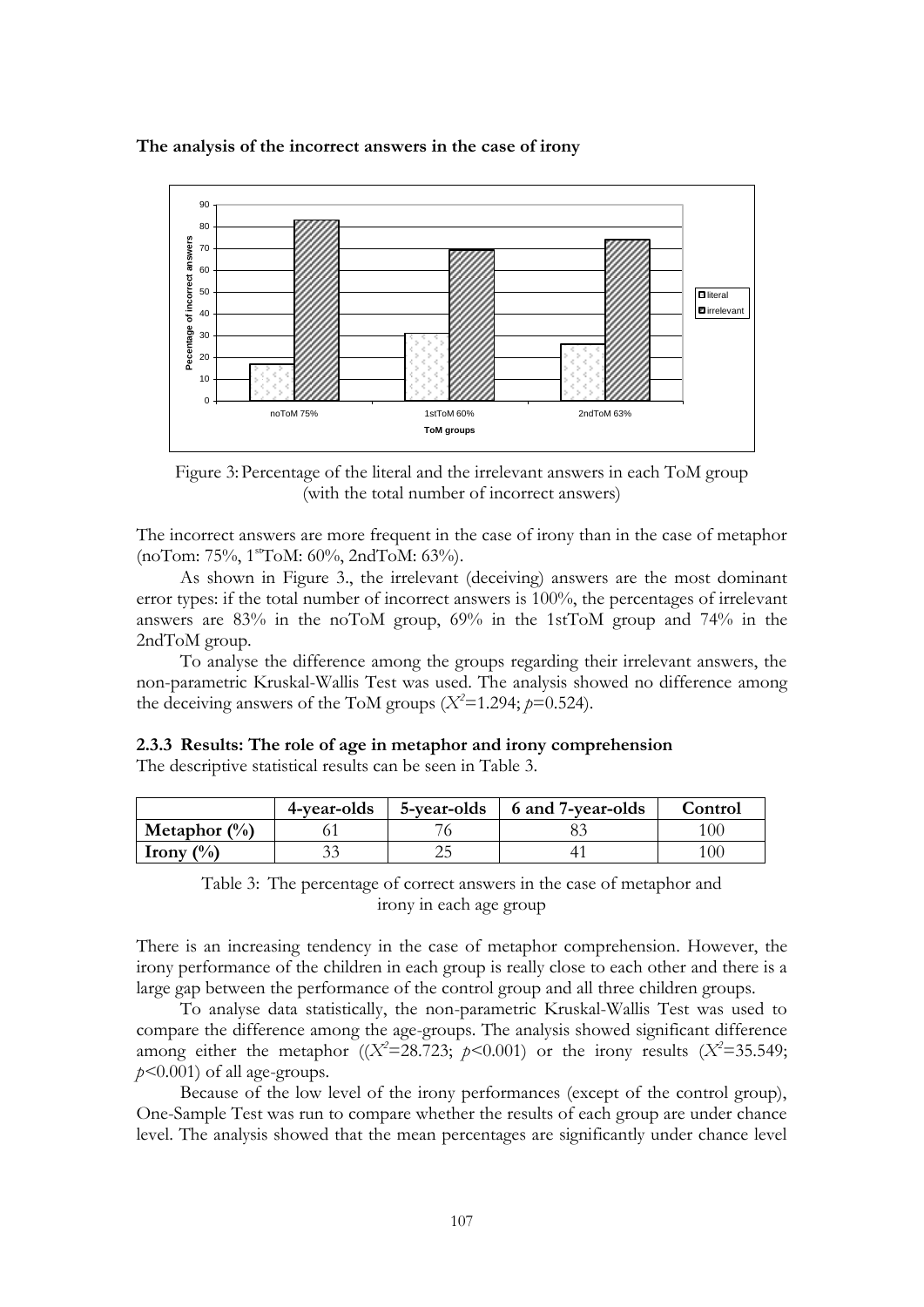**The analysis of the incorrect answers in the case of irony**

Figure 3: Percentage of the literal and the irrelevant answers in each ToM group (with the total number of incorrect answers)

The incorrect answers are more frequent in the case of irony than in the case of metaphor (noTom: 75%, 1stToM: 60%, 2ndToM: 63%).

As shown in Figure 3., the irrelevant (deceiving) answers are the most dominant error types: if the total number of incorrect answers is 100%, the percentages of irrelevant answers are 83% in the noToM group, 69% in the 1stToM group and 74% in the 2ndToM group.

To analyse the difference among the groups regarding their irrelevant answers, the non-parametric Kruskal-Wallis Test was used. The analysis showed no difference among the deceiving answers of the ToM groups ($X^2$=1.294; $p$=0.524).

### 2.3.3 Results: The role of age in metaphor and irony comprehension

The descriptive statistical results can be seen in Table 3.

| | 4-year-olds | 5-year-olds | 6 and 7-year-olds | Control |
|---|---|---|---|---|
| **Metaphor (%)** | 61 | 76 | 83 | 100 |
| **Irony (%)** | 33 | 25 | 41 | 100 |

Table 3: The percentage of correct answers in the case of metaphor and irony in each age group

There is an increasing tendency in the case of metaphor comprehension. However, the irony performance of the children in each group is really close to each other and there is a large gap between the performance of the control group and all three children groups.

To analyse data statistically, the non-parametric Kruskal-Wallis Test was used to compare the difference among the age-groups. The analysis showed significant difference among either the metaphor (($X^2$=28.723; $p$<0.001) or the irony results ($X^2$=35.549; $p$<0.001) of all age-groups.

Because of the low level of the irony performances (except of the control group), One-Sample Test was run to compare whether the results of each group are under chance level. The analysis showed that the mean percentages are significantly under chance level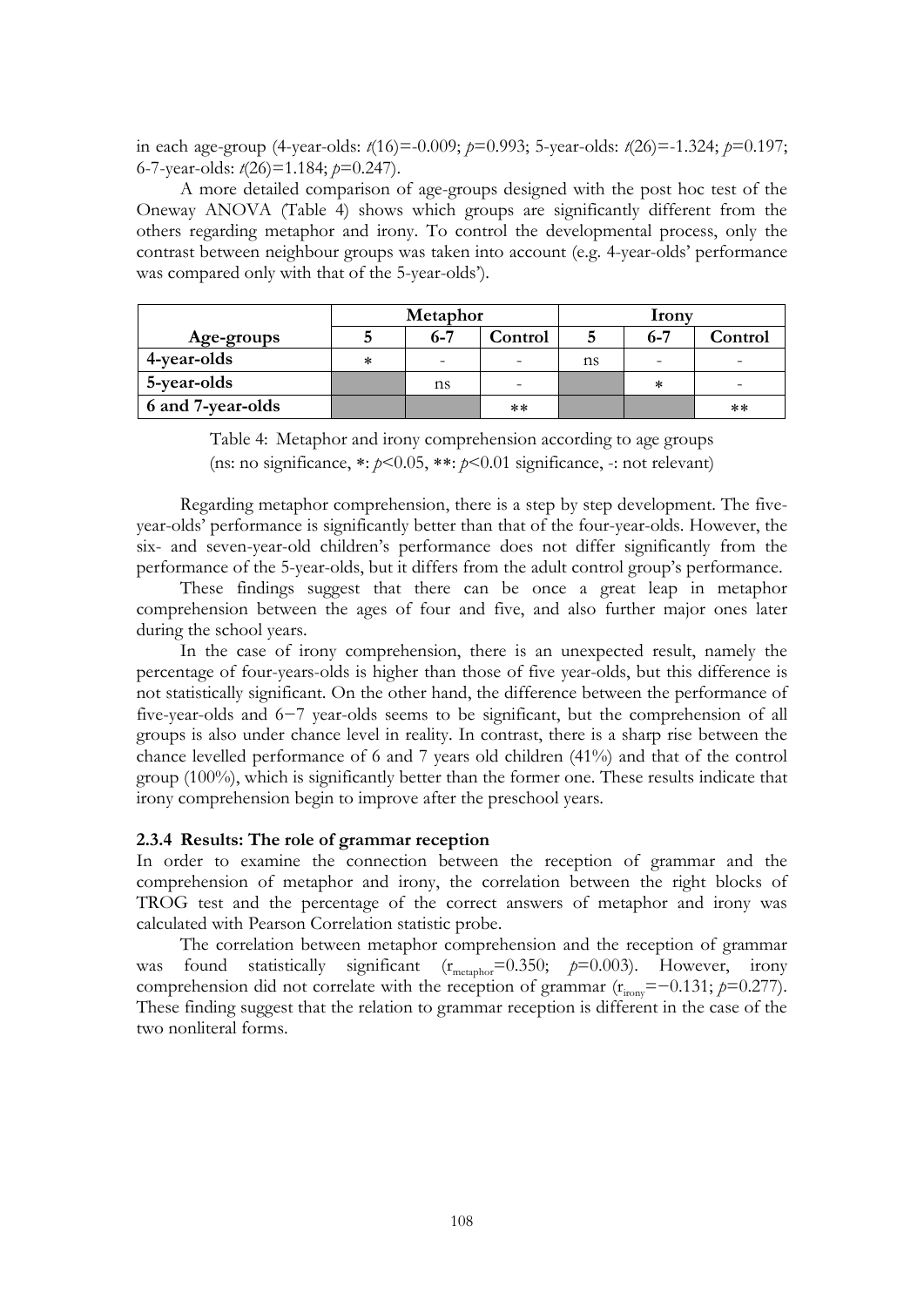in each age-group (4-year-olds: $t(16)=-0.009$; $p=0.993$; 5-year-olds: $t(26)=-1.324$; $p=0.197$; 6-7-year-olds: $t(26)=1.184$; $p=0.247$).

A more detailed comparison of age-groups designed with the post hoc test of the Oneway ANOVA (Table 4) shows which groups are significantly different from the others regarding metaphor and irony. To control the developmental process, only the contrast between neighbour groups was taken into account (e.g. 4-year-olds' performance was compared only with that of the 5-year-olds').

| | Metaphor | | | Irony | | |
|---|---|---|---|---|---|---|
| **Age-groups** | **5** | **6-7** | **Control** | **5** | **6-7** | **Control** |
| **4-year-olds** | * | - | - | ns | - | - |
| **5-year-olds** | | ns | - | | * | - |
| **6 and 7-year-olds** | | | ** | | | ** |

Table 4: Metaphor and irony comprehension according to age groups (ns: no significance, *: $p<0.05$, **: $p<0.01$ significance, -: not relevant)

Regarding metaphor comprehension, there is a step by step development. The five-year-olds' performance is significantly better than that of the four-year-olds. However, the six- and seven-year-old children's performance does not differ significantly from the performance of the 5-year-olds, but it differs from the adult control group's performance.

These findings suggest that there can be once a great leap in metaphor comprehension between the ages of four and five, and also further major ones later during the school years.

In the case of irony comprehension, there is an unexpected result, namely the percentage of four-years-olds is higher than those of five year-olds, but this difference is not statistically significant. On the other hand, the difference between the performance of five-year-olds and 6−7 year-olds seems to be significant, but the comprehension of all groups is also under chance level in reality. In contrast, there is a sharp rise between the chance levelled performance of 6 and 7 years old children (41%) and that of the control group (100%), which is significantly better than the former one. These results indicate that irony comprehension begin to improve after the preschool years.

### 2.3.4 Results: The role of grammar reception

In order to examine the connection between the reception of grammar and the comprehension of metaphor and irony, the correlation between the right blocks of TROG test and the percentage of the correct answers of metaphor and irony was calculated with Pearson Correlation statistic probe.

The correlation between metaphor comprehension and the reception of grammar was found statistically significant ($r_{metaphor}=0.350$; $p=0.003$). However, irony comprehension did not correlate with the reception of grammar ($r_{irony}=-0.131$; $p=0.277$). These finding suggest that the relation to grammar reception is different in the case of the two nonliteral forms.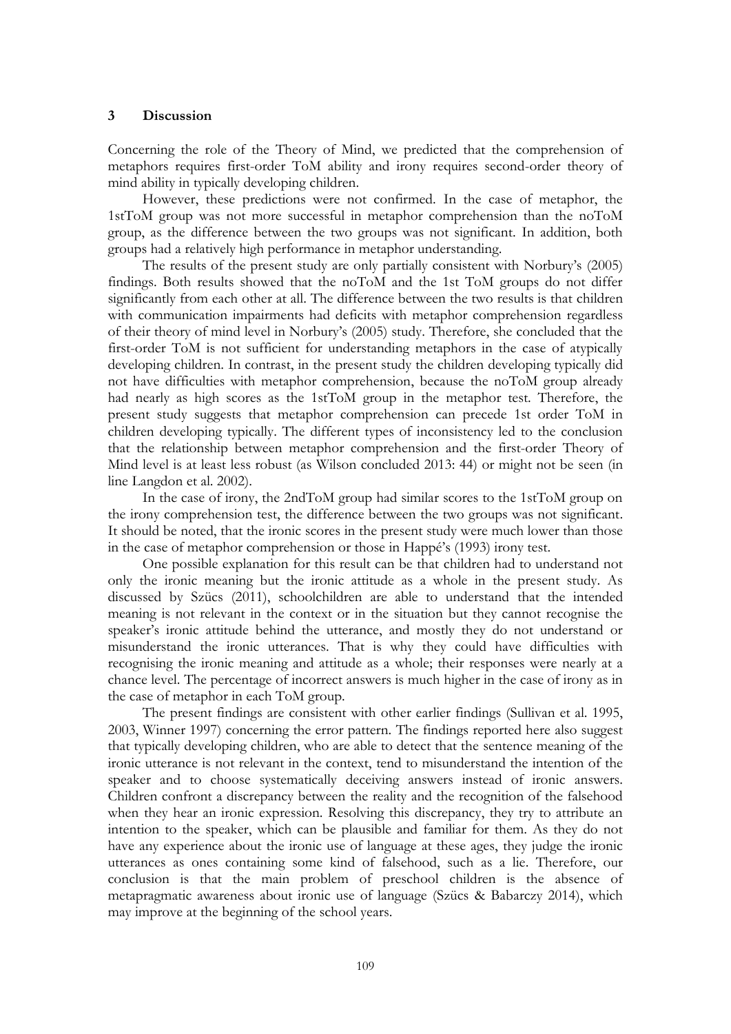## 3 Discussion

Concerning the role of the Theory of Mind, we predicted that the comprehension of metaphors requires first-order ToM ability and irony requires second-order theory of mind ability in typically developing children.

However, these predictions were not confirmed. In the case of metaphor, the 1stToM group was not more successful in metaphor comprehension than the noToM group, as the difference between the two groups was not significant. In addition, both groups had a relatively high performance in metaphor understanding.

The results of the present study are only partially consistent with Norbury's (2005) findings. Both results showed that the noToM and the 1st ToM groups do not differ significantly from each other at all. The difference between the two results is that children with communication impairments had deficits with metaphor comprehension regardless of their theory of mind level in Norbury's (2005) study. Therefore, she concluded that the first-order ToM is not sufficient for understanding metaphors in the case of atypically developing children. In contrast, in the present study the children developing typically did not have difficulties with metaphor comprehension, because the noToM group already had nearly as high scores as the 1stToM group in the metaphor test. Therefore, the present study suggests that metaphor comprehension can precede 1st order ToM in children developing typically. The different types of inconsistency led to the conclusion that the relationship between metaphor comprehension and the first-order Theory of Mind level is at least less robust (as Wilson concluded 2013: 44) or might not be seen (in line Langdon et al. 2002).

In the case of irony, the 2ndToM group had similar scores to the 1stToM group on the irony comprehension test, the difference between the two groups was not significant. It should be noted, that the ironic scores in the present study were much lower than those in the case of metaphor comprehension or those in Happé's (1993) irony test.

One possible explanation for this result can be that children had to understand not only the ironic meaning but the ironic attitude as a whole in the present study. As discussed by Szücs (2011), schoolchildren are able to understand that the intended meaning is not relevant in the context or in the situation but they cannot recognise the speaker's ironic attitude behind the utterance, and mostly they do not understand or misunderstand the ironic utterances. That is why they could have difficulties with recognising the ironic meaning and attitude as a whole; their responses were nearly at a chance level. The percentage of incorrect answers is much higher in the case of irony as in the case of metaphor in each ToM group.

The present findings are consistent with other earlier findings (Sullivan et al. 1995, 2003, Winner 1997) concerning the error pattern. The findings reported here also suggest that typically developing children, who are able to detect that the sentence meaning of the ironic utterance is not relevant in the context, tend to misunderstand the intention of the speaker and to choose systematically deceiving answers instead of ironic answers. Children confront a discrepancy between the reality and the recognition of the falsehood when they hear an ironic expression. Resolving this discrepancy, they try to attribute an intention to the speaker, which can be plausible and familiar for them. As they do not have any experience about the ironic use of language at these ages, they judge the ironic utterances as ones containing some kind of falsehood, such as a lie. Therefore, our conclusion is that the main problem of preschool children is the absence of metapragmatic awareness about ironic use of language (Szücs & Babarczy 2014), which may improve at the beginning of the school years.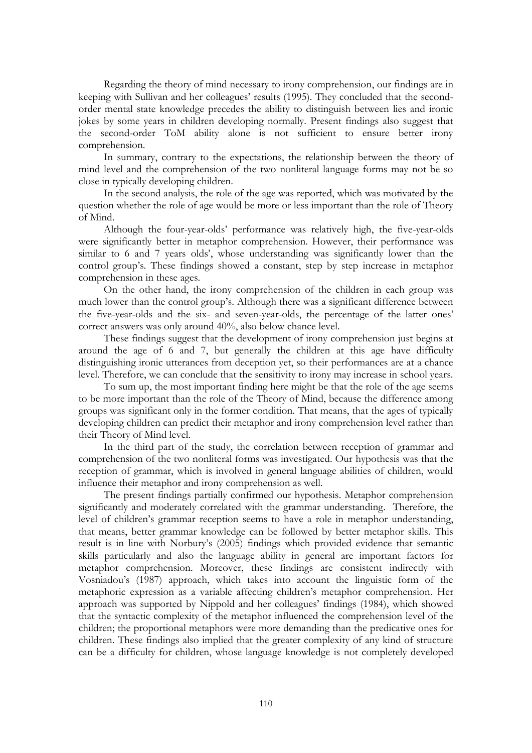Regarding the theory of mind necessary to irony comprehension, our findings are in keeping with Sullivan and her colleagues' results (1995). They concluded that the second-order mental state knowledge precedes the ability to distinguish between lies and ironic jokes by some years in children developing normally. Present findings also suggest that the second-order ToM ability alone is not sufficient to ensure better irony comprehension.

In summary, contrary to the expectations, the relationship between the theory of mind level and the comprehension of the two nonliteral language forms may not be so close in typically developing children.

In the second analysis, the role of the age was reported, which was motivated by the question whether the role of age would be more or less important than the role of Theory of Mind.

Although the four-year-olds' performance was relatively high, the five-year-olds were significantly better in metaphor comprehension. However, their performance was similar to 6 and 7 years olds', whose understanding was significantly lower than the control group's. These findings showed a constant, step by step increase in metaphor comprehension in these ages.

On the other hand, the irony comprehension of the children in each group was much lower than the control group's. Although there was a significant difference between the five-year-olds and the six- and seven-year-olds, the percentage of the latter ones' correct answers was only around 40%, also below chance level.

These findings suggest that the development of irony comprehension just begins at around the age of 6 and 7, but generally the children at this age have difficulty distinguishing ironic utterances from deception yet, so their performances are at a chance level. Therefore, we can conclude that the sensitivity to irony may increase in school years.

To sum up, the most important finding here might be that the role of the age seems to be more important than the role of the Theory of Mind, because the difference among groups was significant only in the former condition. That means, that the ages of typically developing children can predict their metaphor and irony comprehension level rather than their Theory of Mind level.

In the third part of the study, the correlation between reception of grammar and comprehension of the two nonliteral forms was investigated. Our hypothesis was that the reception of grammar, which is involved in general language abilities of children, would influence their metaphor and irony comprehension as well.

The present findings partially confirmed our hypothesis. Metaphor comprehension significantly and moderately correlated with the grammar understanding. Therefore, the level of children's grammar reception seems to have a role in metaphor understanding, that means, better grammar knowledge can be followed by better metaphor skills. This result is in line with Norbury's (2005) findings which provided evidence that semantic skills particularly and also the language ability in general are important factors for metaphor comprehension. Moreover, these findings are consistent indirectly with Vosniadou's (1987) approach, which takes into account the linguistic form of the metaphoric expression as a variable affecting children's metaphor comprehension. Her approach was supported by Nippold and her colleagues' findings (1984), which showed that the syntactic complexity of the metaphor influenced the comprehension level of the children; the proportional metaphors were more demanding than the predicative ones for children. These findings also implied that the greater complexity of any kind of structure can be a difficulty for children, whose language knowledge is not completely developed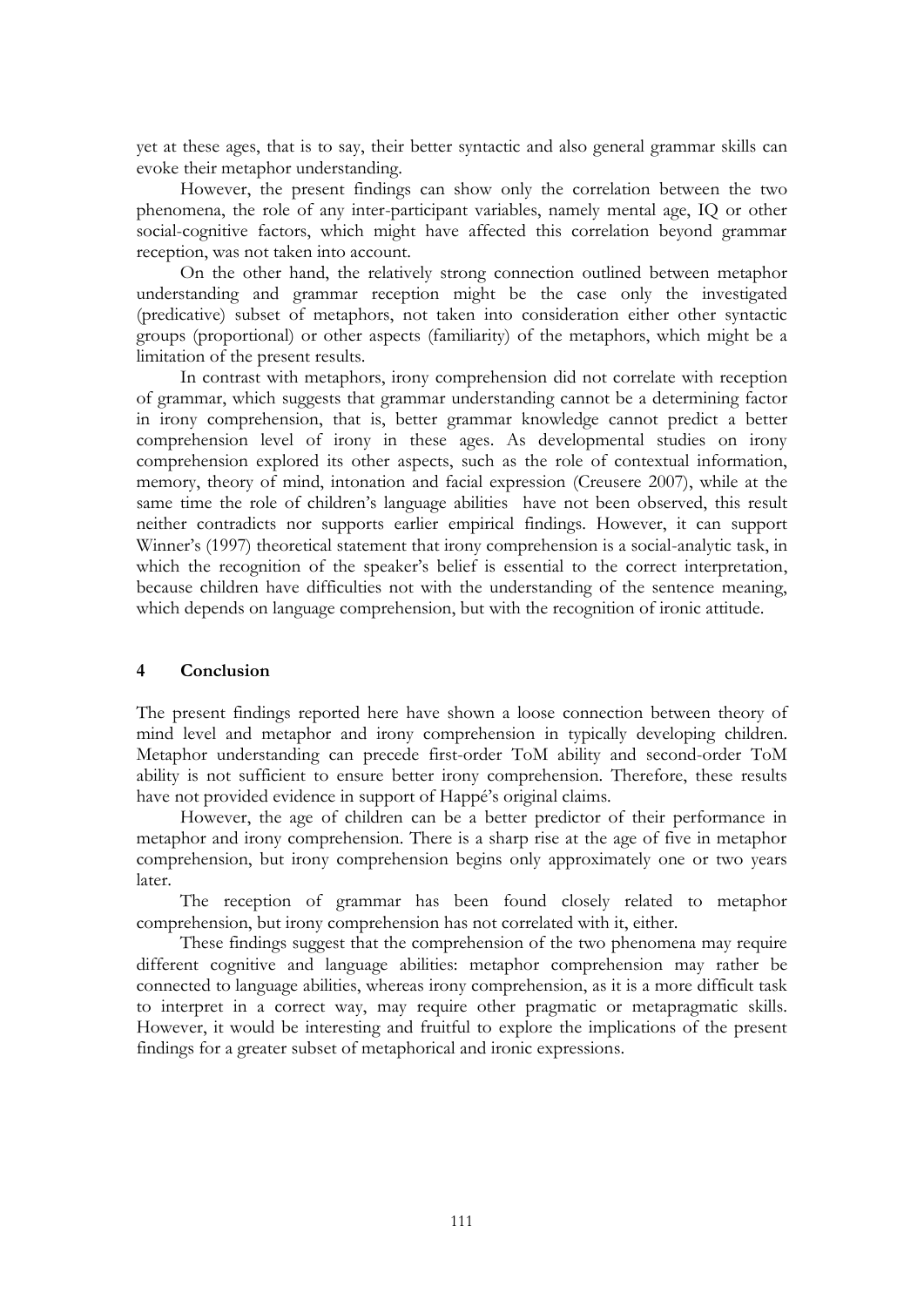yet at these ages, that is to say, their better syntactic and also general grammar skills can evoke their metaphor understanding.

However, the present findings can show only the correlation between the two phenomena, the role of any inter-participant variables, namely mental age, IQ or other social-cognitive factors, which might have affected this correlation beyond grammar reception, was not taken into account.

On the other hand, the relatively strong connection outlined between metaphor understanding and grammar reception might be the case only the investigated (predicative) subset of metaphors, not taken into consideration either other syntactic groups (proportional) or other aspects (familiarity) of the metaphors, which might be a limitation of the present results.

In contrast with metaphors, irony comprehension did not correlate with reception of grammar, which suggests that grammar understanding cannot be a determining factor in irony comprehension, that is, better grammar knowledge cannot predict a better comprehension level of irony in these ages. As developmental studies on irony comprehension explored its other aspects, such as the role of contextual information, memory, theory of mind, intonation and facial expression (Creusere 2007), while at the same time the role of children's language abilities have not been observed, this result neither contradicts nor supports earlier empirical findings. However, it can support Winner's (1997) theoretical statement that irony comprehension is a social-analytic task, in which the recognition of the speaker's belief is essential to the correct interpretation, because children have difficulties not with the understanding of the sentence meaning, which depends on language comprehension, but with the recognition of ironic attitude.

## 4 Conclusion

The present findings reported here have shown a loose connection between theory of mind level and metaphor and irony comprehension in typically developing children. Metaphor understanding can precede first-order ToM ability and second-order ToM ability is not sufficient to ensure better irony comprehension. Therefore, these results have not provided evidence in support of Happé's original claims.

However, the age of children can be a better predictor of their performance in metaphor and irony comprehension. There is a sharp rise at the age of five in metaphor comprehension, but irony comprehension begins only approximately one or two years later.

The reception of grammar has been found closely related to metaphor comprehension, but irony comprehension has not correlated with it, either.

These findings suggest that the comprehension of the two phenomena may require different cognitive and language abilities: metaphor comprehension may rather be connected to language abilities, whereas irony comprehension, as it is a more difficult task to interpret in a correct way, may require other pragmatic or metapragmatic skills. However, it would be interesting and fruitful to explore the implications of the present findings for a greater subset of metaphorical and ironic expressions.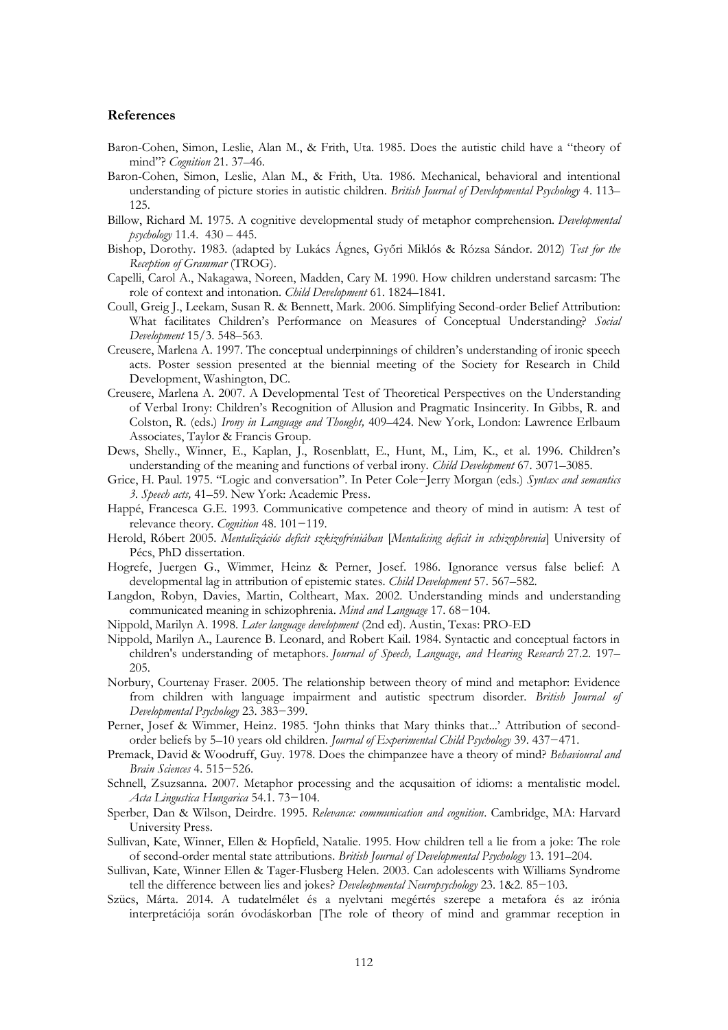## References

Baron-Cohen, Simon, Leslie, Alan M., & Frith, Uta. 1985. Does the autistic child have a "theory of mind"? *Cognition* 21. 37–46.

Baron-Cohen, Simon, Leslie, Alan M., & Frith, Uta. 1986. Mechanical, behavioral and intentional understanding of picture stories in autistic children. *British Journal of Developmental Psychology* 4. 113–125.

Billow, Richard M. 1975. A cognitive developmental study of metaphor comprehension. *Developmental psychology* 11.4. 430 – 445.

Bishop, Dorothy. 1983. (adapted by Lukács Ágnes, Győri Miklós & Rózsa Sándor. 2012) *Test for the Reception of Grammar* (TROG).

Capelli, Carol A., Nakagawa, Noreen, Madden, Cary M. 1990. How children understand sarcasm: The role of context and intonation. *Child Development* 61. 1824–1841.

Coull, Greig J., Leekam, Susan R. & Bennett, Mark. 2006. Simplifying Second-order Belief Attribution: What facilitates Children's Performance on Measures of Conceptual Understanding? *Social Development* 15/3. 548–563.

Creusere, Marlena A. 1997. The conceptual underpinnings of children's understanding of ironic speech acts. Poster session presented at the biennial meeting of the Society for Research in Child Development, Washington, DC.

Creusere, Marlena A. 2007. A Developmental Test of Theoretical Perspectives on the Understanding of Verbal Irony: Children's Recognition of Allusion and Pragmatic Insincerity. In Gibbs, R. and Colston, R. (eds.) *Irony in Language and Thought,* 409–424. New York, London: Lawrence Erlbaum Associates, Taylor & Francis Group.

Dews, Shelly., Winner, E., Kaplan, J., Rosenblatt, E., Hunt, M., Lim, K., et al. 1996. Children's understanding of the meaning and functions of verbal irony. *Child Development* 67. 3071–3085.

Grice, H. Paul. 1975. "Logic and conversation". In Peter Cole−Jerry Morgan (eds.) *Syntax and semantics 3. Speech acts,* 41–59. New York: Academic Press.

Happé, Francesca G.E. 1993. Communicative competence and theory of mind in autism: A test of relevance theory. *Cognition* 48. 101−119.

Herold, Róbert 2005. *Mentalizációs deficit szkizofréniában* [*Mentalising deficit in schizophrenia*] University of Pécs, PhD dissertation.

Hogrefe, Juergen G., Wimmer, Heinz & Perner, Josef. 1986. Ignorance versus false belief: A developmental lag in attribution of epistemic states. *Child Development* 57. 567–582.

Langdon, Robyn, Davies, Martin, Coltheart, Max. 2002. Understanding minds and understanding communicated meaning in schizophrenia. *Mind and Language* 17. 68−104.

Nippold, Marilyn A. 1998. *Later language development* (2nd ed). Austin, Texas: PRO-ED

Nippold, Marilyn A., Laurence B. Leonard, and Robert Kail. 1984. Syntactic and conceptual factors in children's understanding of metaphors. *Journal of Speech, Language, and Hearing Research* 27.2. 197–205.

Norbury, Courtenay Fraser. 2005. The relationship between theory of mind and metaphor: Evidence from children with language impairment and autistic spectrum disorder. *British Journal of Developmental Psychology* 23. 383−399.

Perner, Josef & Wimmer, Heinz. 1985. 'John thinks that Mary thinks that...' Attribution of second-order beliefs by 5–10 years old children. *Journal of Experimental Child Psychology* 39. 437−471.

Premack, David & Woodruff, Guy. 1978. Does the chimpanzee have a theory of mind? *Behavioural and Brain Sciences* 4. 515−526.

Schnell, Zsuzsanna. 2007. Metaphor processing and the acqusaition of idioms: a mentalistic model. *Acta Lingustica Hungarica* 54.1. 73−104.

Sperber, Dan & Wilson, Deirdre. 1995. *Relevance: communication and cognition*. Cambridge, MA: Harvard University Press.

Sullivan, Kate, Winner, Ellen & Hopfield, Natalie. 1995. How children tell a lie from a joke: The role of second-order mental state attributions. *British Journal of Developmental Psychology* 13. 191–204.

Sullivan, Kate, Winner Ellen & Tager-Flusberg Helen. 2003. Can adolescents with Williams Syndrome tell the difference between lies and jokes? *Deveelopmental Neuropsychology* 23. 1&2. 85−103.

Szücs, Márta. 2014. A tudatelmélet és a nyelvtani megértés szerepe a metafora és az irónia interpretációja során óvodáskorban [The role of theory of mind and grammar reception in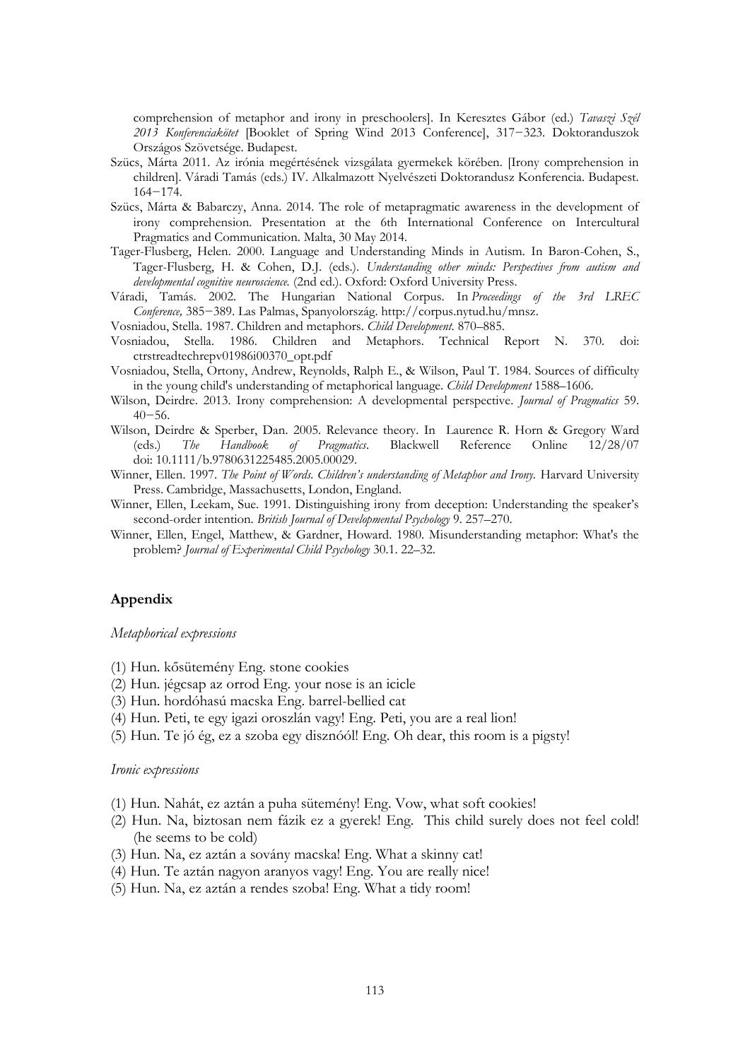comprehension of metaphor and irony in preschoolers]. In Keresztes Gábor (ed.) *Tavaszi Szél 2013 Konferenciakötet* [Booklet of Spring Wind 2013 Conference], 317−323. Doktoranduszok Országos Szövetsége. Budapest.

Szücs, Márta 2011. Az irónia megértésének vizsgálata gyermekek körében. [Irony comprehension in children]. Váradi Tamás (eds.) IV. Alkalmazott Nyelvészeti Doktorandusz Konferencia. Budapest. 164−174.

Szücs, Márta & Babarczy, Anna. 2014. The role of metapragmatic awareness in the development of irony comprehension. Presentation at the 6th International Conference on Intercultural Pragmatics and Communication. Malta, 30 May 2014.

Tager-Flusberg, Helen. 2000. Language and Understanding Minds in Autism. In Baron-Cohen, S., Tager-Flusberg, H. & Cohen, D.J. (eds.). *Understanding other minds: Perspectives from autism and developmental cognitive neuroscience.* (2nd ed.). Oxford: Oxford University Press.

Váradi, Tamás. 2002. The Hungarian National Corpus. In *Proceedings of the 3rd LREC Conference,* 385−389. Las Palmas, Spanyolország. http://corpus.nytud.hu/mnsz.

Vosniadou, Stella. 1987. Children and metaphors. *Child Development.* 870–885.

Vosniadou, Stella. 1986. Children and Metaphors. Technical Report N. 370. doi: ctrstreadtechrepv01986i00370_opt.pdf

Vosniadou, Stella, Ortony, Andrew, Reynolds, Ralph E., & Wilson, Paul T. 1984. Sources of difficulty in the young child's understanding of metaphorical language. *Child Development* 1588–1606.

Wilson, Deirdre. 2013. Irony comprehension: A developmental perspective. *Journal of Pragmatics* 59. 40−56.

Wilson, Deirdre & Sperber, Dan. 2005. Relevance theory. In Laurence R. Horn & Gregory Ward (eds.) *The Handbook of Pragmatics*. Blackwell Reference Online 12/28/07 doi: 10.1111/b.9780631225485.2005.00029.

Winner, Ellen. 1997. *The Point of Words. Children's understanding of Metaphor and Irony.* Harvard University Press. Cambridge, Massachusetts, London, England.

Winner, Ellen, Leekam, Sue. 1991. Distinguishing irony from deception: Understanding the speaker's second-order intention. *British Journal of Developmental Psychology* 9. 257–270.

Winner, Ellen, Engel, Matthew, & Gardner, Howard. 1980. Misunderstanding metaphor: What's the problem? *Journal of Experimental Child Psychology* 30.1. 22–32.

## Appendix

*Metaphorical expressions*

(1) Hun. kősütemény Eng. stone cookies
(2) Hun. jégcsap az orrod Eng. your nose is an icicle
(3) Hun. hordóhasú macska Eng. barrel-bellied cat
(4) Hun. Peti, te egy igazi oroszlán vagy! Eng. Peti, you are a real lion!
(5) Hun. Te jó ég, ez a szoba egy disznóól! Eng. Oh dear, this room is a pigsty!

*Ironic expressions*

(1) Hun. Nahát, ez aztán a puha sütemény! Eng. Vow, what soft cookies!
(2) Hun. Na, biztosan nem fázik ez a gyerek! Eng. This child surely does not feel cold! (he seems to be cold)
(3) Hun. Na, ez aztán a sovány macska! Eng. What a skinny cat!
(4) Hun. Te aztán nagyon aranyos vagy! Eng. You are really nice!
(5) Hun. Na, ez aztán a rendes szoba! Eng. What a tidy room!